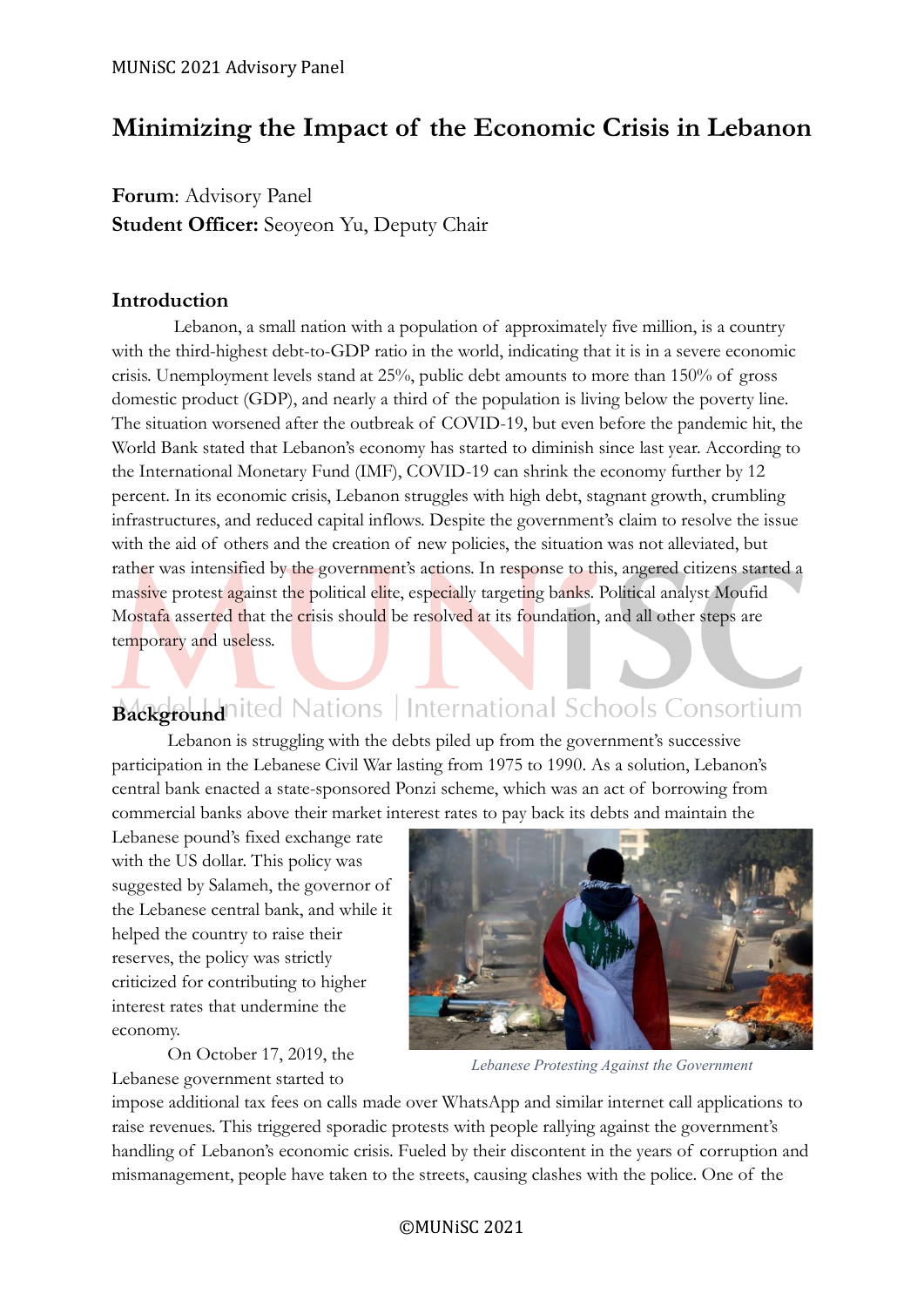# Minimizing the Impact of the Economic Crisis in Lebanon

**Forum**: Advisory Panel
**Student Officer:** Seoyeon Yu, Deputy Chair

## Introduction

Lebanon, a small nation with a population of approximately five million, is a country with the third-highest debt-to-GDP ratio in the world, indicating that it is in a severe economic crisis. Unemployment levels stand at 25%, public debt amounts to more than 150% of gross domestic product (GDP), and nearly a third of the population is living below the poverty line. The situation worsened after the outbreak of COVID-19, but even before the pandemic hit, the World Bank stated that Lebanon's economy has started to diminish since last year. According to the International Monetary Fund (IMF), COVID-19 can shrink the economy further by 12 percent. In its economic crisis, Lebanon struggles with high debt, stagnant growth, crumbling infrastructures, and reduced capital inflows. Despite the government's claim to resolve the issue with the aid of others and the creation of new policies, the situation was not alleviated, but rather was intensified by the government's actions. In response to this, angered citizens started a massive protest against the political elite, especially targeting banks. Political analyst Moufid Mostafa asserted that the crisis should be resolved at its foundation, and all other steps are temporary and useless.

## Background

Lebanon is struggling with the debts piled up from the government's successive participation in the Lebanese Civil War lasting from 1975 to 1990. As a solution, Lebanon's central bank enacted a state-sponsored Ponzi scheme, which was an act of borrowing from commercial banks above their market interest rates to pay back its debts and maintain the Lebanese pound's fixed exchange rate with the US dollar. This policy was suggested by Salameh, the governor of the Lebanese central bank, and while it helped the country to raise their reserves, the policy was strictly criticized for contributing to higher interest rates that undermine the economy.

*Lebanese Protesting Against the Government*

On October 17, 2019, the Lebanese government started to impose additional tax fees on calls made over WhatsApp and similar internet call applications to raise revenues. This triggered sporadic protests with people rallying against the government's handling of Lebanon's economic crisis. Fueled by their discontent in the years of corruption and mismanagement, people have taken to the streets, causing clashes with the police. One of the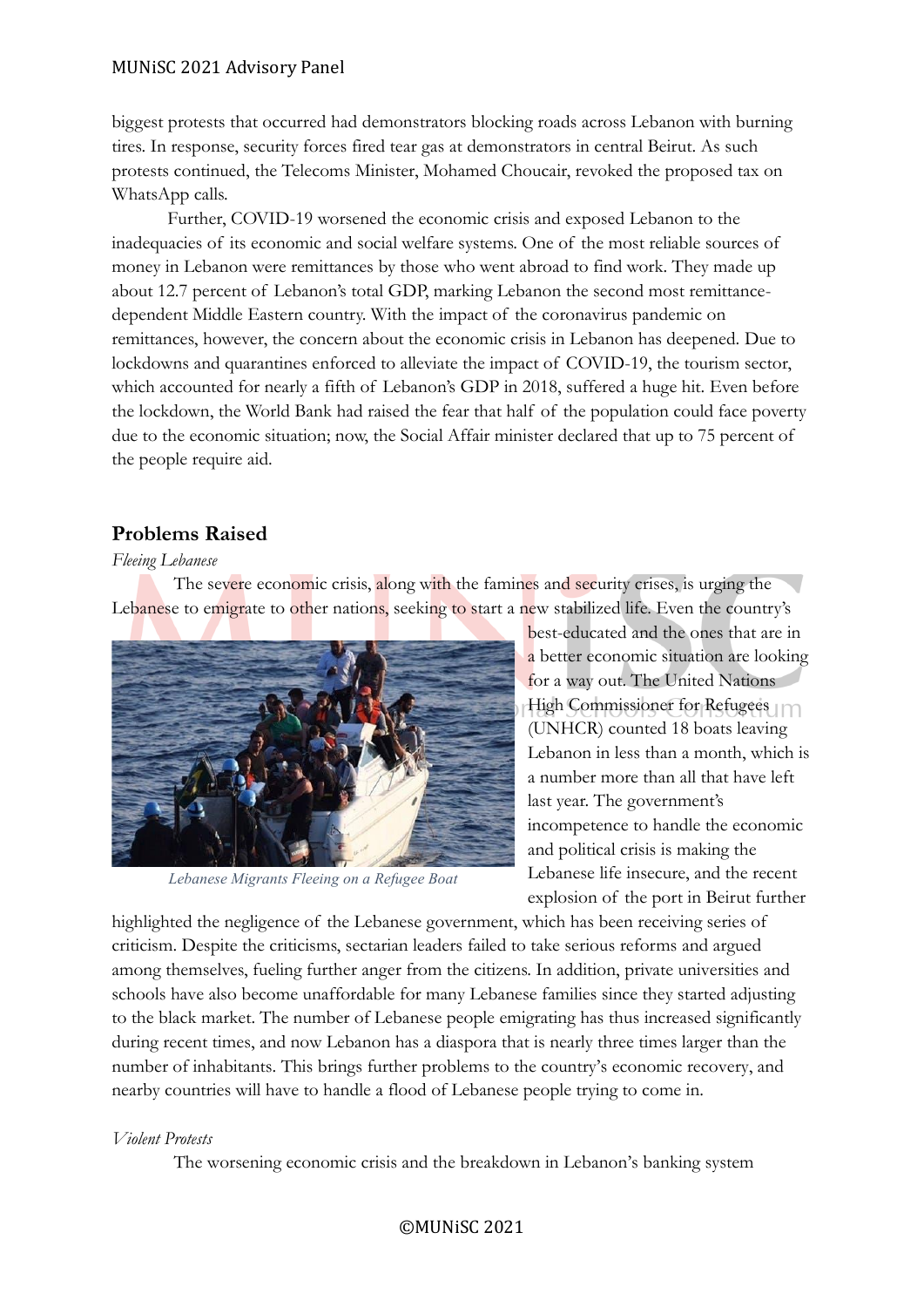biggest protests that occurred had demonstrators blocking roads across Lebanon with burning tires. In response, security forces fired tear gas at demonstrators in central Beirut. As such protests continued, the Telecoms Minister, Mohamed Choucair, revoked the proposed tax on WhatsApp calls.

Further, COVID-19 worsened the economic crisis and exposed Lebanon to the inadequacies of its economic and social welfare systems. One of the most reliable sources of money in Lebanon were remittances by those who went abroad to find work. They made up about 12.7 percent of Lebanon's total GDP, marking Lebanon the second most remittance-dependent Middle Eastern country. With the impact of the coronavirus pandemic on remittances, however, the concern about the economic crisis in Lebanon has deepened. Due to lockdowns and quarantines enforced to alleviate the impact of COVID-19, the tourism sector, which accounted for nearly a fifth of Lebanon's GDP in 2018, suffered a huge hit. Even before the lockdown, the World Bank had raised the fear that half of the population could face poverty due to the economic situation; now, the Social Affair minister declared that up to 75 percent of the people require aid.

## Problems Raised

*Fleeing Lebanese*

The severe economic crisis, along with the famines and security crises, is urging the Lebanese to emigrate to other nations, seeking to start a new stabilized life. Even the country's best-educated and the ones that are in a better economic situation are looking for a way out. The United Nations High Commissioner for Refugees (UNHCR) counted 18 boats leaving Lebanon in less than a month, which is a number more than all that have left last year. The government's incompetence to handle the economic and political crisis is making the Lebanese life insecure, and the recent explosion of the port in Beirut further highlighted the negligence of the Lebanese government, which has been receiving series of criticism. Despite the criticisms, sectarian leaders failed to take serious reforms and argued among themselves, fueling further anger from the citizens. In addition, private universities and schools have also become unaffordable for many Lebanese families since they started adjusting to the black market. The number of Lebanese people emigrating has thus increased significantly during recent times, and now Lebanon has a diaspora that is nearly three times larger than the number of inhabitants. This brings further problems to the country's economic recovery, and nearby countries will have to handle a flood of Lebanese people trying to come in.

*Lebanese Migrants Fleeing on a Refugee Boat*

*Violent Protests*

The worsening economic crisis and the breakdown in Lebanon's banking system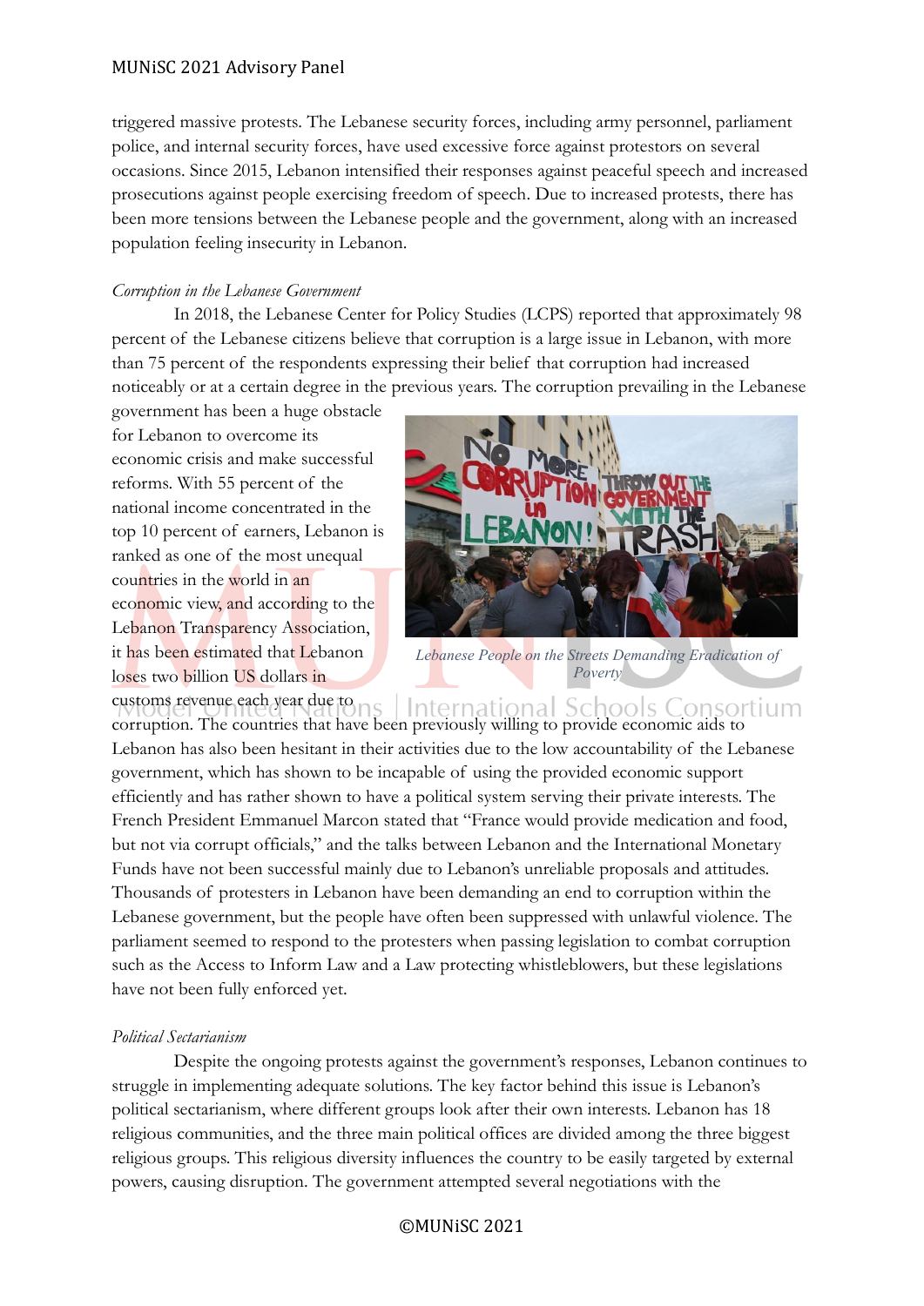triggered massive protests. The Lebanese security forces, including army personnel, parliament police, and internal security forces, have used excessive force against protestors on several occasions. Since 2015, Lebanon intensified their responses against peaceful speech and increased prosecutions against people exercising freedom of speech. Due to increased protests, there has been more tensions between the Lebanese people and the government, along with an increased population feeling insecurity in Lebanon.

*Corruption in the Lebanese Government*

In 2018, the Lebanese Center for Policy Studies (LCPS) reported that approximately 98 percent of the Lebanese citizens believe that corruption is a large issue in Lebanon, with more than 75 percent of the respondents expressing their belief that corruption had increased noticeably or at a certain degree in the previous years. The corruption prevailing in the Lebanese government has been a huge obstacle for Lebanon to overcome its economic crisis and make successful reforms. With 55 percent of the national income concentrated in the top 10 percent of earners, Lebanon is ranked as one of the most unequal countries in the world in an economic view, and according to the Lebanon Transparency Association, it has been estimated that Lebanon loses two billion US dollars in customs revenue each year due to corruption. The countries that have been previously willing to provide economic aids to Lebanon has also been hesitant in their activities due to the low accountability of the Lebanese government, which has shown to be incapable of using the provided economic support efficiently and has rather shown to have a political system serving their private interests. The French President Emmanuel Marcon stated that "France would provide medication and food, but not via corrupt officials," and the talks between Lebanon and the International Monetary Funds have not been successful mainly due to Lebanon's unreliable proposals and attitudes. Thousands of protesters in Lebanon have been demanding an end to corruption within the Lebanese government, but the people have often been suppressed with unlawful violence. The parliament seemed to respond to the protesters when passing legislation to combat corruption such as the Access to Inform Law and a Law protecting whistleblowers, but these legislations have not been fully enforced yet.

*Lebanese People on the Streets Demanding Eradication of Poverty*

*Political Sectarianism*

Despite the ongoing protests against the government's responses, Lebanon continues to struggle in implementing adequate solutions. The key factor behind this issue is Lebanon's political sectarianism, where different groups look after their own interests. Lebanon has 18 religious communities, and the three main political offices are divided among the three biggest religious groups. This religious diversity influences the country to be easily targeted by external powers, causing disruption. The government attempted several negotiations with the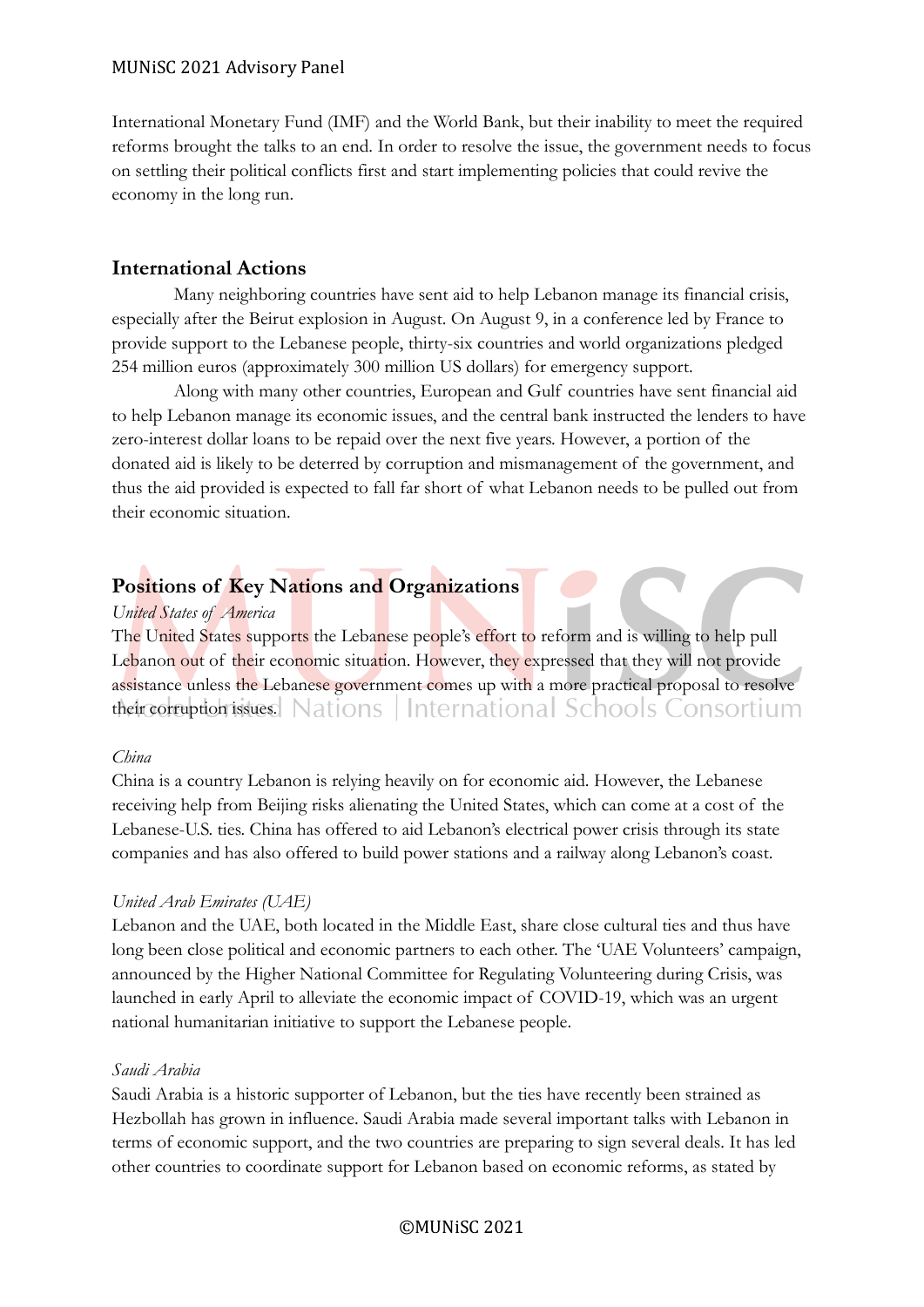International Monetary Fund (IMF) and the World Bank, but their inability to meet the required reforms brought the talks to an end. In order to resolve the issue, the government needs to focus on settling their political conflicts first and start implementing policies that could revive the economy in the long run.

## International Actions

Many neighboring countries have sent aid to help Lebanon manage its financial crisis, especially after the Beirut explosion in August. On August 9, in a conference led by France to provide support to the Lebanese people, thirty-six countries and world organizations pledged 254 million euros (approximately 300 million US dollars) for emergency support.

Along with many other countries, European and Gulf countries have sent financial aid to help Lebanon manage its economic issues, and the central bank instructed the lenders to have zero-interest dollar loans to be repaid over the next five years. However, a portion of the donated aid is likely to be deterred by corruption and mismanagement of the government, and thus the aid provided is expected to fall far short of what Lebanon needs to be pulled out from their economic situation.

## Positions of Key Nations and Organizations

*United States of America*

The United States supports the Lebanese people's effort to reform and is willing to help pull Lebanon out of their economic situation. However, they expressed that they will not provide assistance unless the Lebanese government comes up with a more practical proposal to resolve their corruption issues.

*China*

China is a country Lebanon is relying heavily on for economic aid. However, the Lebanese receiving help from Beijing risks alienating the United States, which can come at a cost of the Lebanese-U.S. ties. China has offered to aid Lebanon's electrical power crisis through its state companies and has also offered to build power stations and a railway along Lebanon's coast.

*United Arab Emirates (UAE)*

Lebanon and the UAE, both located in the Middle East, share close cultural ties and thus have long been close political and economic partners to each other. The 'UAE Volunteers' campaign, announced by the Higher National Committee for Regulating Volunteering during Crisis, was launched in early April to alleviate the economic impact of COVID-19, which was an urgent national humanitarian initiative to support the Lebanese people.

*Saudi Arabia*

Saudi Arabia is a historic supporter of Lebanon, but the ties have recently been strained as Hezbollah has grown in influence. Saudi Arabia made several important talks with Lebanon in terms of economic support, and the two countries are preparing to sign several deals. It has led other countries to coordinate support for Lebanon based on economic reforms, as stated by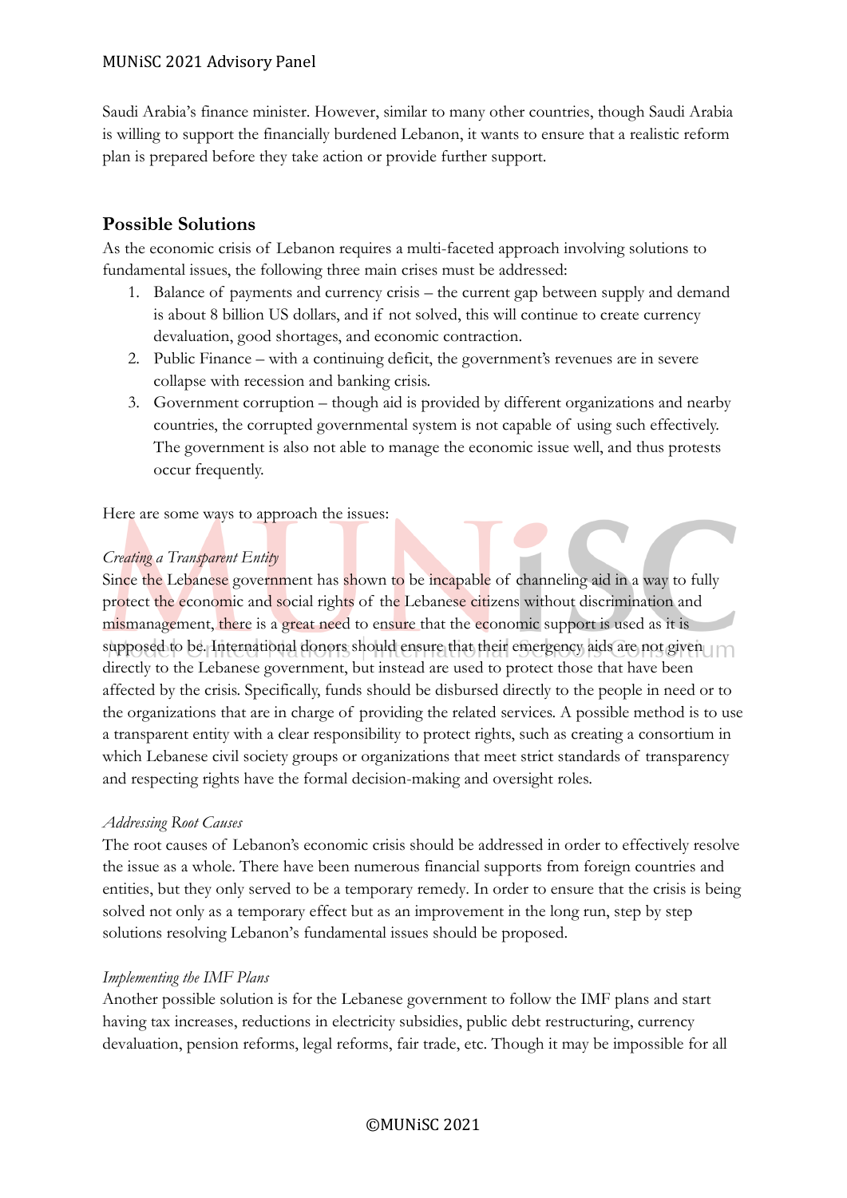Saudi Arabia's finance minister. However, similar to many other countries, though Saudi Arabia is willing to support the financially burdened Lebanon, it wants to ensure that a realistic reform plan is prepared before they take action or provide further support.

## Possible Solutions

As the economic crisis of Lebanon requires a multi-faceted approach involving solutions to fundamental issues, the following three main crises must be addressed:

1. Balance of payments and currency crisis – the current gap between supply and demand is about 8 billion US dollars, and if not solved, this will continue to create currency devaluation, good shortages, and economic contraction.
2. Public Finance – with a continuing deficit, the government's revenues are in severe collapse with recession and banking crisis.
3. Government corruption – though aid is provided by different organizations and nearby countries, the corrupted governmental system is not capable of using such effectively. The government is also not able to manage the economic issue well, and thus protests occur frequently.

Here are some ways to approach the issues:

*Creating a Transparent Entity*

Since the Lebanese government has shown to be incapable of channeling aid in a way to fully protect the economic and social rights of the Lebanese citizens without discrimination and mismanagement, there is a great need to ensure that the economic support is used as it is supposed to be. International donors should ensure that their emergency aids are not given directly to the Lebanese government, but instead are used to protect those that have been affected by the crisis. Specifically, funds should be disbursed directly to the people in need or to the organizations that are in charge of providing the related services. A possible method is to use a transparent entity with a clear responsibility to protect rights, such as creating a consortium in which Lebanese civil society groups or organizations that meet strict standards of transparency and respecting rights have the formal decision-making and oversight roles.

*Addressing Root Causes*

The root causes of Lebanon's economic crisis should be addressed in order to effectively resolve the issue as a whole. There have been numerous financial supports from foreign countries and entities, but they only served to be a temporary remedy. In order to ensure that the crisis is being solved not only as a temporary effect but as an improvement in the long run, step by step solutions resolving Lebanon's fundamental issues should be proposed.

*Implementing the IMF Plans*

Another possible solution is for the Lebanese government to follow the IMF plans and start having tax increases, reductions in electricity subsidies, public debt restructuring, currency devaluation, pension reforms, legal reforms, fair trade, etc. Though it may be impossible for all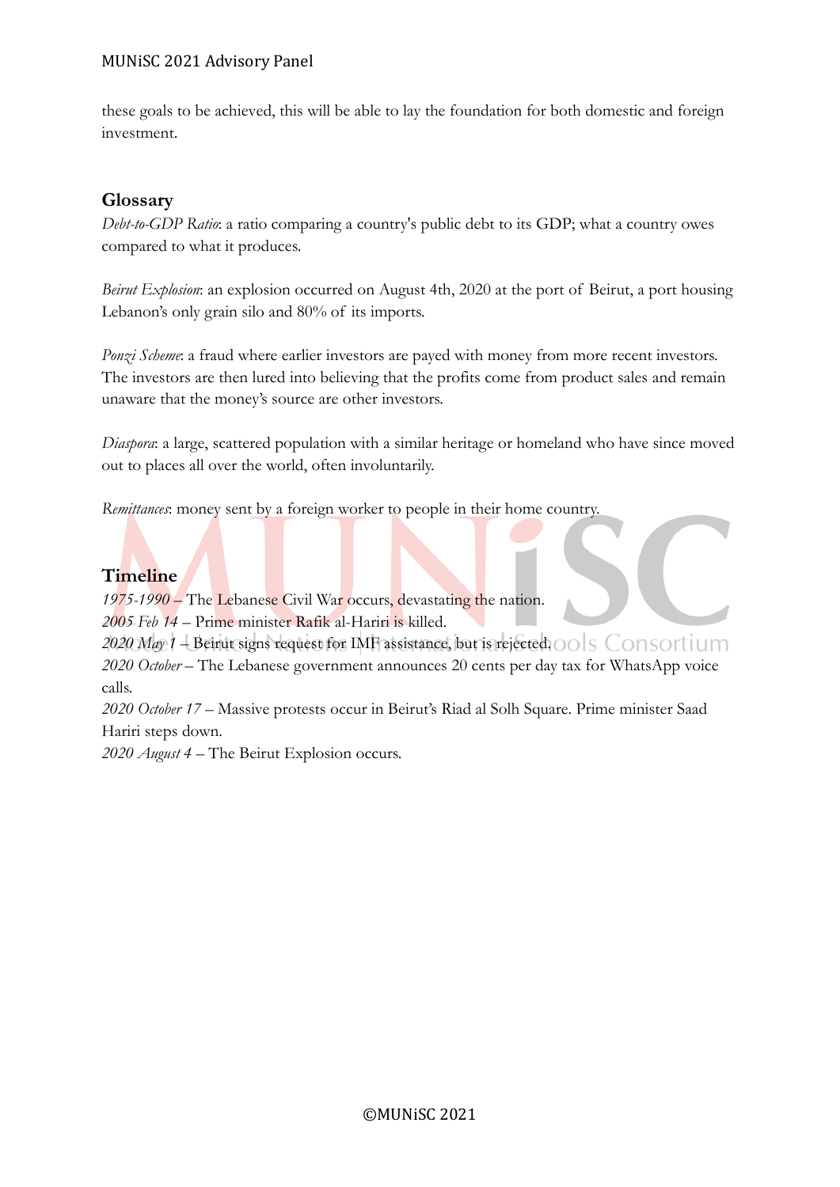these goals to be achieved, this will be able to lay the foundation for both domestic and foreign investment.

## Glossary

*Debt-to-GDP Ratio*: a ratio comparing a country's public debt to its GDP; what a country owes compared to what it produces.

*Beirut Explosion*: an explosion occurred on August 4th, 2020 at the port of Beirut, a port housing Lebanon's only grain silo and 80% of its imports.

*Ponzi Scheme*: a fraud where earlier investors are payed with money from more recent investors. The investors are then lured into believing that the profits come from product sales and remain unaware that the money's source are other investors.

*Diaspora*: a large, scattered population with a similar heritage or homeland who have since moved out to places all over the world, often involuntarily.

*Remittances*: money sent by a foreign worker to people in their home country.

## Timeline

*1975-1990* – The Lebanese Civil War occurs, devastating the nation.
*2005 Feb 14* – Prime minister Rafik al-Hariri is killed.
*2020 May 1* – Beirut signs request for IMF assistance, but is rejected.
*2020 October* – The Lebanese government announces 20 cents per day tax for WhatsApp voice calls.
*2020 October 17* – Massive protests occur in Beirut's Riad al Solh Square. Prime minister Saad Hariri steps down.
*2020 August 4* – The Beirut Explosion occurs.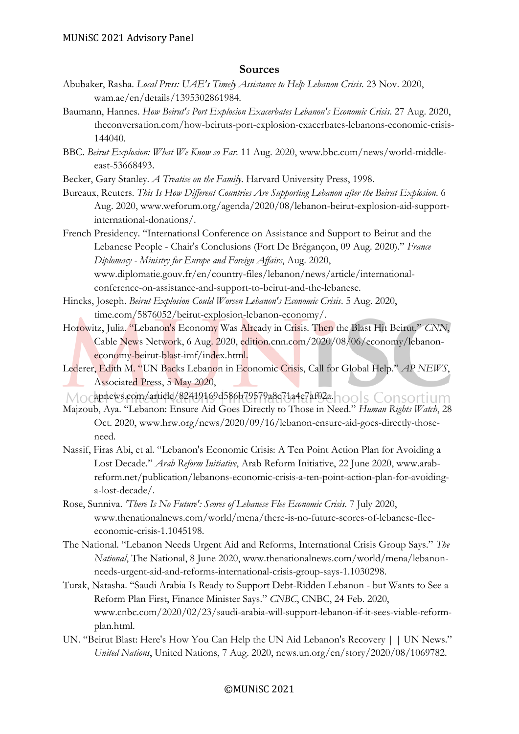## Sources

Abubaker, Rasha. *Local Press: UAE's Timely Assistance to Help Lebanon Crisis*. 23 Nov. 2020, wam.ae/en/details/1395302861984.

Baumann, Hannes. *How Beirut's Port Explosion Exacerbates Lebanon's Economic Crisis*. 27 Aug. 2020, theconversation.com/how-beiruts-port-explosion-exacerbates-lebanons-economic-crisis-144040.

BBC. *Beirut Explosion: What We Know so Far*. 11 Aug. 2020, www.bbc.com/news/world-middle-east-53668493.

Becker, Gary Stanley. *A Treatise on the Family*. Harvard University Press, 1998.

Bureaux, Reuters. *This Is How Different Countries Are Supporting Lebanon after the Beirut Explosion*. 6 Aug. 2020, www.weforum.org/agenda/2020/08/lebanon-beirut-explosion-aid-support-international-donations/.

French Presidency. "International Conference on Assistance and Support to Beirut and the Lebanese People - Chair's Conclusions (Fort De Brégançon, 09 Aug. 2020)." *France Diplomacy - Ministry for Europe and Foreign Affairs*, Aug. 2020, www.diplomatie.gouv.fr/en/country-files/lebanon/news/article/international-conference-on-assistance-and-support-to-beirut-and-the-lebanese.

Hincks, Joseph. *Beirut Explosion Could Worsen Lebanon's Economic Crisis*. 5 Aug. 2020, time.com/5876052/beirut-explosion-lebanon-economy/.

Horowitz, Julia. "Lebanon's Economy Was Already in Crisis. Then the Blast Hit Beirut." *CNN*, Cable News Network, 6 Aug. 2020, edition.cnn.com/2020/08/06/economy/lebanon-economy-beirut-blast-imf/index.html.

Lederer, Edith M. "UN Backs Lebanon in Economic Crisis, Call for Global Help." *AP NEWS*, Associated Press, 5 May 2020, apnews.com/article/82419169d586b79579a8c71a4e7af02a.

Majzoub, Aya. "Lebanon: Ensure Aid Goes Directly to Those in Need." *Human Rights Watch*, 28 Oct. 2020, www.hrw.org/news/2020/09/16/lebanon-ensure-aid-goes-directly-those-need.

Nassif, Firas Abi, et al. "Lebanon's Economic Crisis: A Ten Point Action Plan for Avoiding a Lost Decade." *Arab Reform Initiative*, Arab Reform Initiative, 22 June 2020, www.arab-reform.net/publication/lebanons-economic-crisis-a-ten-point-action-plan-for-avoiding-a-lost-decade/.

Rose, Sunniva. *'There Is No Future': Scores of Lebanese Flee Economic Crisis*. 7 July 2020, www.thenationalnews.com/world/mena/there-is-no-future-scores-of-lebanese-flee-economic-crisis-1.1045198.

The National. "Lebanon Needs Urgent Aid and Reforms, International Crisis Group Says." *The National*, The National, 8 June 2020, www.thenationalnews.com/world/mena/lebanon-needs-urgent-aid-and-reforms-international-crisis-group-says-1.1030298.

Turak, Natasha. "Saudi Arabia Is Ready to Support Debt-Ridden Lebanon - but Wants to See a Reform Plan First, Finance Minister Says." *CNBC*, CNBC, 24 Feb. 2020, www.cnbc.com/2020/02/23/saudi-arabia-will-support-lebanon-if-it-sees-viable-reform-plan.html.

UN. "Beirut Blast: Here's How You Can Help the UN Aid Lebanon's Recovery | | UN News." *United Nations*, United Nations, 7 Aug. 2020, news.un.org/en/story/2020/08/1069782.